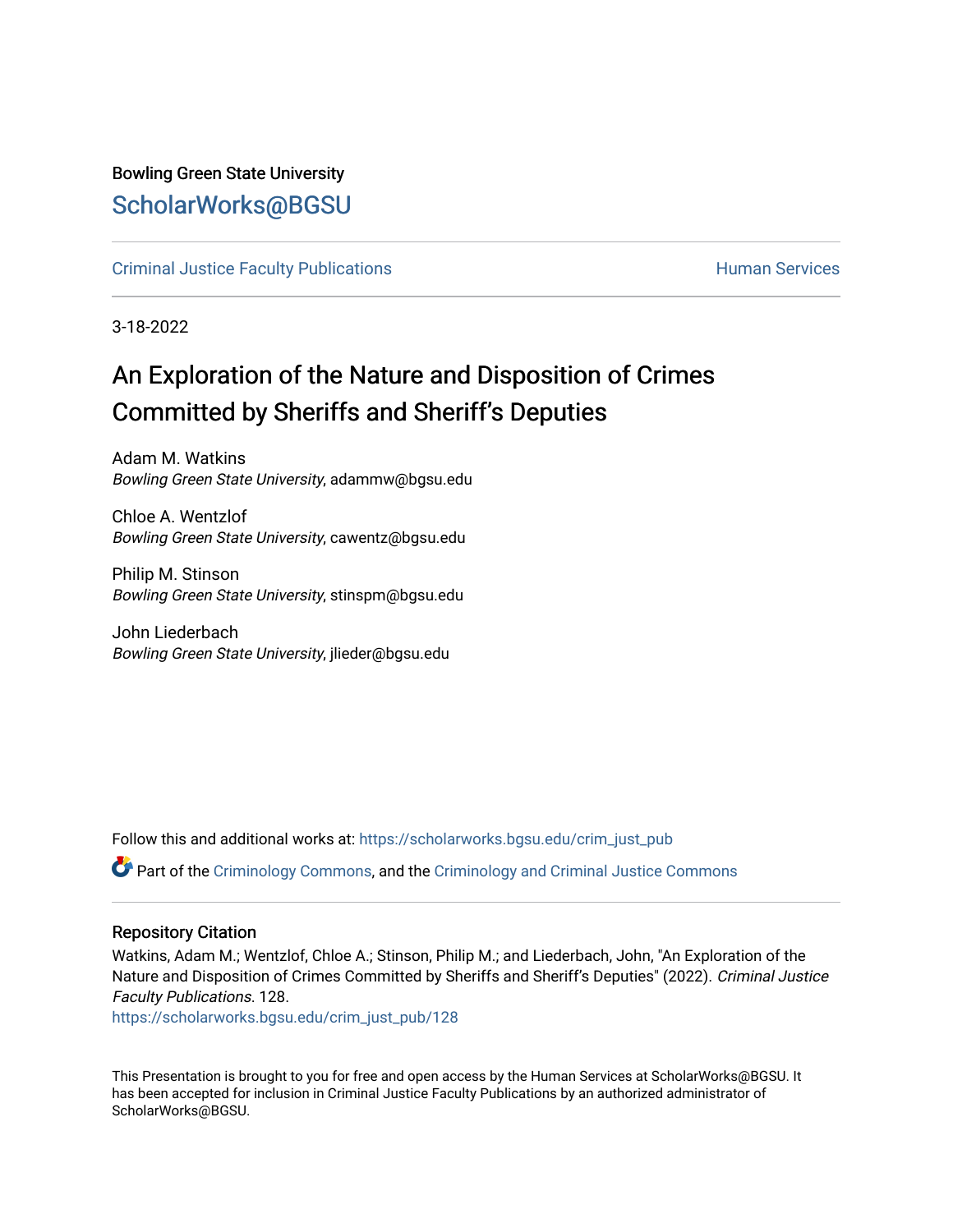Bowling Green State University

[ScholarWorks@BGSU](https://scholarworks.bgsu.edu/)

Criminal Justice Faculty Publications | Human Services

3-18-2022

# An Exploration of the Nature and Disposition of Crimes Committed by Sheriffs and Sheriff's Deputies

Adam M. Watkins
*Bowling Green State University*, adammw@bgsu.edu

Chloe A. Wentzlof
*Bowling Green State University*, cawentz@bgsu.edu

Philip M. Stinson
*Bowling Green State University*, stinspm@bgsu.edu

John Liederbach
*Bowling Green State University*, jlieder@bgsu.edu

Follow this and additional works at: https://scholarworks.bgsu.edu/crim_just_pub

Part of the Criminology Commons, and the Criminology and Criminal Justice Commons

## Repository Citation

Watkins, Adam M.; Wentzlof, Chloe A.; Stinson, Philip M.; and Liederbach, John, "An Exploration of the Nature and Disposition of Crimes Committed by Sheriffs and Sheriff's Deputies" (2022). *Criminal Justice Faculty Publications*. 128.
https://scholarworks.bgsu.edu/crim_just_pub/128

This Presentation is brought to you for free and open access by the Human Services at ScholarWorks@BGSU. It has been accepted for inclusion in Criminal Justice Faculty Publications by an authorized administrator of ScholarWorks@BGSU.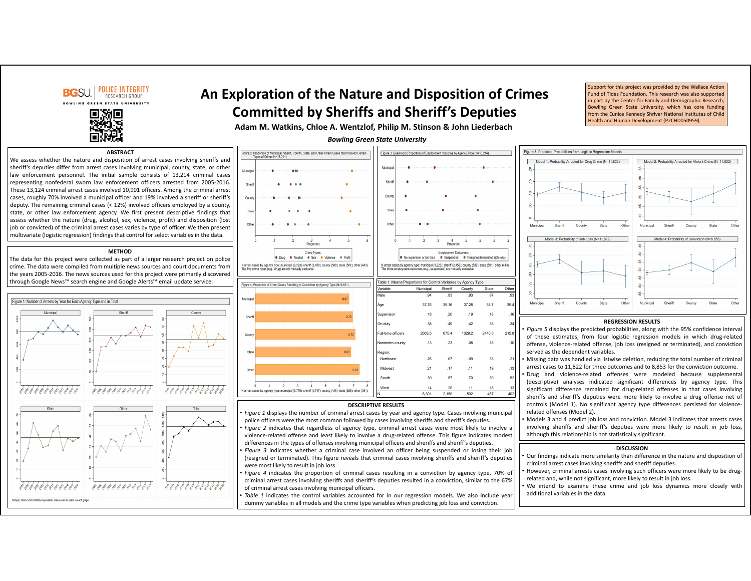# An Exploration of the Nature and Disposition of Crimes Committed by Sheriffs and Sheriff's Deputies

**Adam M. Watkins, Chloe A. Wentzlof, Philip M. Stinson & John Liederbach**

***Bowling Green State University***

BGSU. POLICE INTEGRITY RESEARCH GROUP
BOWLING GREEN STATE UNIVERSITY

Support for this project was provided by the Wallace Action Fund of Tides Foundation. This research was also supported in part by the Center for Family and Demographic Research, Bowling Green State University, which has core funding from the Eunice Kennedy Shriver National Institutes of Child Health and Human Development (P2CHD050959).

## ABSTRACT

We assess whether the nature and disposition of arrest cases involving sheriffs and sheriff's deputies differ from arrest cases involving municipal, county, state, or other law enforcement personnel. The initial sample consists of 13,214 criminal cases representing nonfederal sworn law enforcement officers arrested from 2005-2016. These 13,124 criminal arrest cases involved 10,901 officers. Among the criminal arrest cases, roughly 70% involved a municipal officer and 19% involved a sheriff or sheriff's deputy. The remaining criminal cases (< 12%) involved officers employed by a county, state, or other law enforcement agency. We first present descriptive findings that assess whether the nature (drug, alcohol, sex, violence, profit) and disposition (lost job or convicted) of the criminal arrest cases vary by type of officer. We then present multivariate (logistic regression) findings that control for select variables in the data.

## METHOD

The data for this project were collected as part of a larger research project on police crime. The data were compiled from multiple news sources and court documents from the years 2005-2016. The news sources used for this project were primarily discovered through Google News™ search engine and Google Alerts™ email update service.

Figure 1: Number of Arrests by Year for Each Agency Type and in Total

Municipal
Sheriff
County
State
Other
Total

Note(s): Black horizontal line represents mean over all years in each graph

Figure 2: Proportion of Municipal, Sheriff, County, State, and Other Arrest Cases that Involved Certain Types of Crime (N=13,214)

Municipal
Sheriff
County
State
Other

Proportion

Crime Types: Drug, Alcohol, Sex, Violence, Profit

N arrest cases by agency type: municipal (9,223); sheriff (2,458); county (589); state (501); other (443). The five crime types (e.g., drug) are not mutually exclusive.

Figure 3: Likelihood (Proportion) of Employment Outcome by Agency Type (N=13,214)

Municipal
Sheriff
County
State
Other

Proportion

Employment Outcomes: No suspension or job loss, Suspended, Resigned/terminated (job loss)

N arrest cases by agency type: municipal (9,223); sheriff (2,458); county (589); state (501); other (443). The three employment outcomes (e.g., suspended) are mutually exclusive.

Figure 4: Proportion of Arrest Cases Resulting in Conviction by Agency Type (N=8,631)

Municipal 0.67
Sheriff 0.70
County 0.72
State 0.69
Other 0.75

N arrest cases by agency type: municipal (5,779); sheriff (1,747); county (426); state (388); other (291).

Table 1: Means/Proportions for Control Variables by Agency Type

| Variable | Municipal | Sheriff | County | State | Other |
|---|---|---|---|---|---|
| Male | .94 | .93 | .93 | .97 | .93 |
| Age | 37.76 | 39.16 | 37.28 | 38.7 | 39.4 |
| Supervisor | .18 | .20 | .19 | .18 | .16 |
| On duty | .38 | .40 | .42 | .35 | .34 |
| Full-time officers | 2663.5 | 675.4 | 1329.2 | 2440.5 | 215.8 |
| Nonmetro county | .13 | .23 | .08 | .18 | .10 |
| Region: | | | | | |
| Northeast | .26 | .07 | .09 | .33 | .21 |
| Midwest | .21 | .17 | .11 | .19 | .13 |
| South | .39 | .57 | .70 | .30 | .52 |
| West | .14 | .20 | .11 | .18 | .13 |
| N | 8,301 | 2,150 | 502 | 467 | 402 |

## DESCRIPTIVE RESULTS

- *Figure 1* displays the number of criminal arrest cases by year and agency type. Cases involving municipal police officers were the most common followed by cases involving sheriffs and sheriff's deputies.
- *Figure 2* indicates that regardless of agency type, criminal arrest cases were most likely to involve a violence-related offense and least likely to involve a drug-related offense. This figure indicates modest differences in the types of offenses involving municipal officers and sheriffs and sheriff's deputies.
- *Figure 3* indicates whether a criminal case involved an officer being suspended or losing their job (resigned or terminated). This figure reveals that criminal cases involving sheriffs and sheriff's deputies were most likely to result in job loss.
- *Figure 4* indicates the proportion of criminal cases resulting in a conviction by agency type. 70% of criminal arrest cases involving sheriffs and sheriff's deputies resulted in a conviction, similar to the 67% of criminal arrest cases involving municipal officers.
- *Table 1* indicates the control variables accounted for in our regression models. We also include year dummy variables in all models and the crime type variables when predicting job loss and conviction.

Figure 5: Predicted Probabilities from Logistic Regression Models

Model 1: Probability Arrested for Drug Crime (N=11,822)
Model 2: Probability Arrested for Violent Crime (N=11,822)
Model 3: Probability of Job Loss (N=11,822)
Model 4: Probability of Conviction (N=8,853)

Municipal, Sheriff, County, State, Other

## REGRESSION RESULTS

- *Figure 5* displays the predicted probabilities, along with the 95% confidence interval of these estimates, from four logistic regression models in which drug-related offense, violence-related offense, job loss (resigned or terminated), and conviction served as the dependent variables.
- Missing data was handled via listwise deletion, reducing the total number of criminal arrest cases to 11,822 for three outcomes and to 8,853 for the conviction outcome.
- Drug and violence-related offenses were modeled because supplemental (descriptive) analyses indicated significant differences by agency type. This significant difference remained for drug-related offenses in that cases involving sheriffs and sheriff's deputies were more likely to involve a drug offense net of controls (Model 1). No significant agency type differences persisted for violence-related offenses (Model 2).
- Models 3 and 4 predict job loss and conviction. Model 3 indicates that arrests cases involving sheriffs and sheriff's deputies were more likely to result in job loss, although this relationship is not statistically significant.

## DISCUSSION

- Our findings indicate more similarity than difference in the nature and disposition of criminal arrest cases involving sheriffs and sheriff deputies.
- However, criminal arrests cases involving such officers were more likely to be drug-related and, while not significant, more likely to result in job loss.
- We intend to examine these crime and job loss dynamics more closely with additional variables in the data.